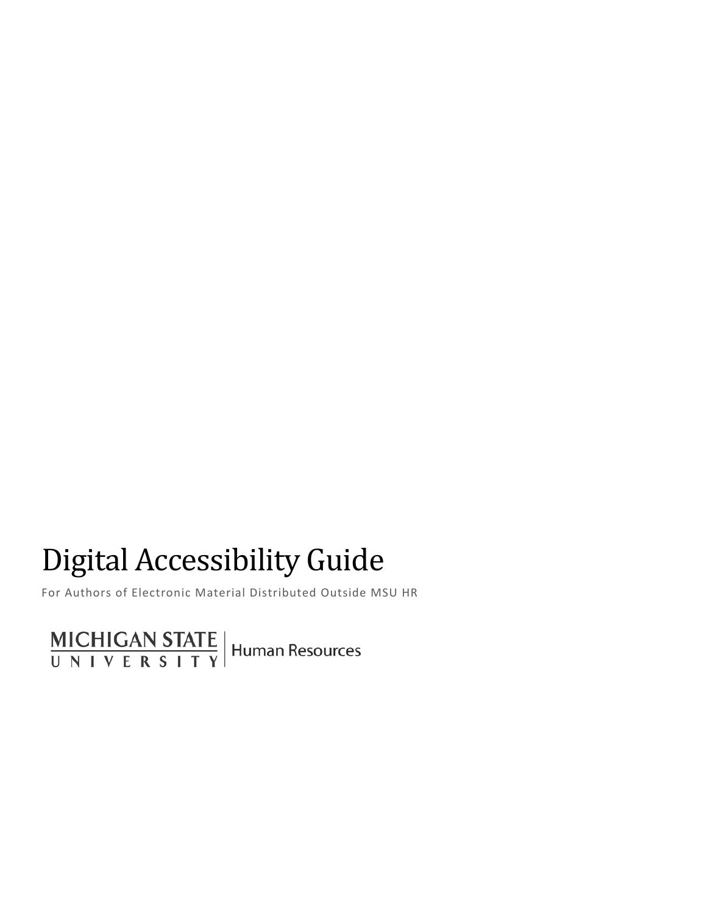# Digital Accessibility Guide

For Authors of Electronic Material Distributed Outside MSU HR

MICHIGAN STATE UNIVERSITY | Human Resources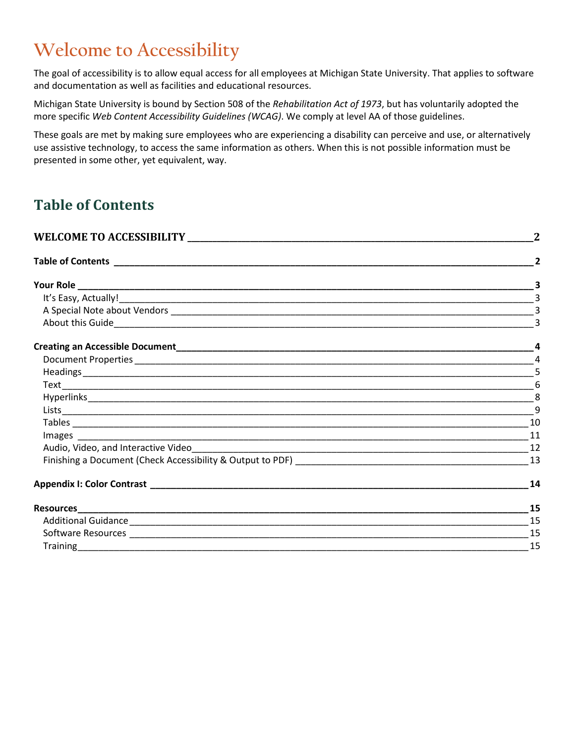# Welcome to Accessibility

The goal of accessibility is to allow equal access for all employees at Michigan State University. That applies to software and documentation as well as facilities and educational resources.

Michigan State University is bound by Section 508 of the *Rehabilitation Act of 1973*, but has voluntarily adopted the more specific *Web Content Accessibility Guidelines (WCAG)*. We comply at level AA of those guidelines.

These goals are met by making sure employees who are experiencing a disability can perceive and use, or alternatively use assistive technology, to access the same information as others. When this is not possible information must be presented in some other, yet equivalent, way.

## Table of Contents

**WELCOME TO ACCESSIBILITY ____ 2**

**Table of Contents ____ 2**

**Your Role ____ 3**

- It's Easy, Actually! ____ 3
- A Special Note about Vendors ____ 3
- About this Guide ____ 3

**Creating an Accessible Document ____ 4**

- Document Properties ____ 4
- Headings ____ 5
- Text ____ 6
- Hyperlinks ____ 8
- Lists ____ 9
- Tables ____ 10
- Images ____ 11
- Audio, Video, and Interactive Video ____ 12
- Finishing a Document (Check Accessibility & Output to PDF) ____ 13

**Appendix I: Color Contrast ____ 14**

**Resources ____ 15**

- Additional Guidance ____ 15
- Software Resources ____ 15
- Training ____ 15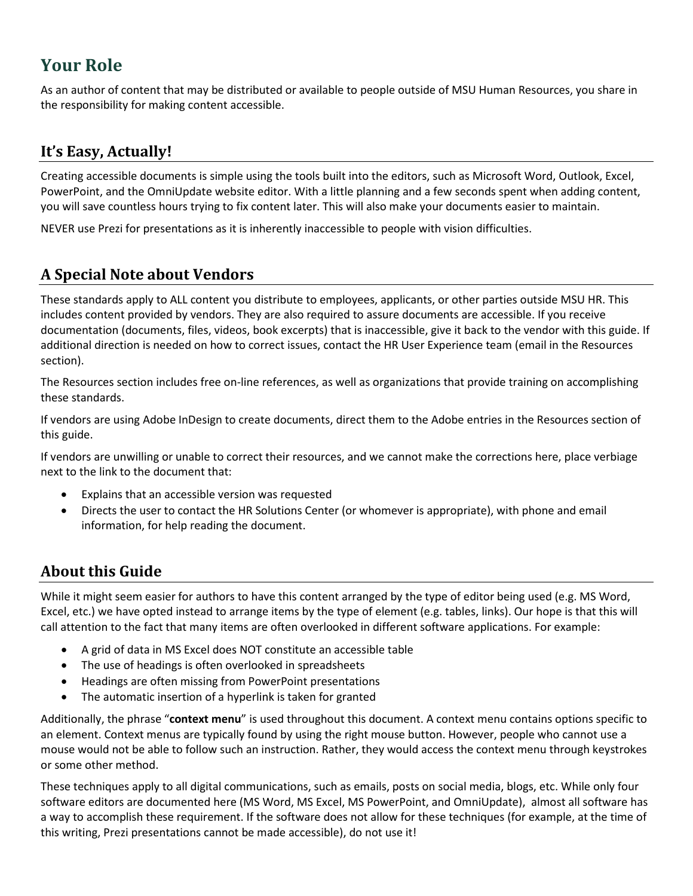## Your Role

As an author of content that may be distributed or available to people outside of MSU Human Resources, you share in the responsibility for making content accessible.

## It's Easy, Actually!

Creating accessible documents is simple using the tools built into the editors, such as Microsoft Word, Outlook, Excel, PowerPoint, and the OmniUpdate website editor. With a little planning and a few seconds spent when adding content, you will save countless hours trying to fix content later. This will also make your documents easier to maintain.

NEVER use Prezi for presentations as it is inherently inaccessible to people with vision difficulties.

## A Special Note about Vendors

These standards apply to ALL content you distribute to employees, applicants, or other parties outside MSU HR. This includes content provided by vendors. They are also required to assure documents are accessible. If you receive documentation (documents, files, videos, book excerpts) that is inaccessible, give it back to the vendor with this guide. If additional direction is needed on how to correct issues, contact the HR User Experience team (email in the Resources section).

The Resources section includes free on-line references, as well as organizations that provide training on accomplishing these standards.

If vendors are using Adobe InDesign to create documents, direct them to the Adobe entries in the Resources section of this guide.

If vendors are unwilling or unable to correct their resources, and we cannot make the corrections here, place verbiage next to the link to the document that:

- Explains that an accessible version was requested
- Directs the user to contact the HR Solutions Center (or whomever is appropriate), with phone and email information, for help reading the document.

## About this Guide

While it might seem easier for authors to have this content arranged by the type of editor being used (e.g. MS Word, Excel, etc.) we have opted instead to arrange items by the type of element (e.g. tables, links). Our hope is that this will call attention to the fact that many items are often overlooked in different software applications. For example:

- A grid of data in MS Excel does NOT constitute an accessible table
- The use of headings is often overlooked in spreadsheets
- Headings are often missing from PowerPoint presentations
- The automatic insertion of a hyperlink is taken for granted

Additionally, the phrase "**context menu**" is used throughout this document. A context menu contains options specific to an element. Context menus are typically found by using the right mouse button. However, people who cannot use a mouse would not be able to follow such an instruction. Rather, they would access the context menu through keystrokes or some other method.

These techniques apply to all digital communications, such as emails, posts on social media, blogs, etc. While only four software editors are documented here (MS Word, MS Excel, MS PowerPoint, and OmniUpdate), almost all software has a way to accomplish these requirement. If the software does not allow for these techniques (for example, at the time of this writing, Prezi presentations cannot be made accessible), do not use it!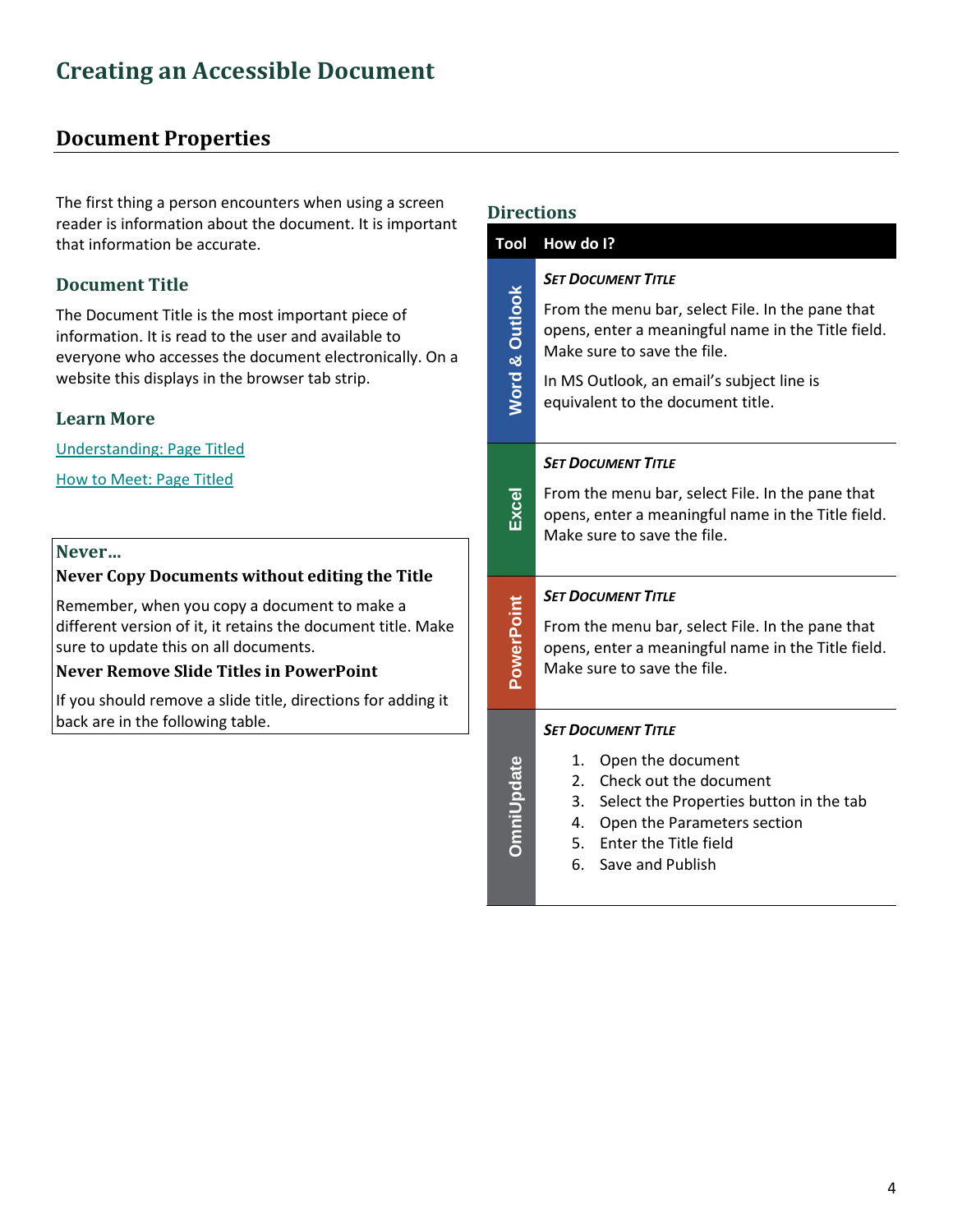# Creating an Accessible Document

## Document Properties

The first thing a person encounters when using a screen reader is information about the document. It is important that information be accurate.

### Document Title

The Document Title is the most important piece of information. It is read to the user and available to everyone who accesses the document electronically. On a website this displays in the browser tab strip.

### Learn More

[Understanding: Page Titled]

[How to Meet: Page Titled]

> **Never…**
>
> **Never Copy Documents without editing the Title**
>
> Remember, when you copy a document to make a different version of it, it retains the document title. Make sure to update this on all documents.
>
> **Never Remove Slide Titles in PowerPoint**
>
> If you should remove a slide title, directions for adding it back are in the following table.

### Directions

| Tool | How do I? |
| --- | --- |
| Word & Outlook | ***Set Document Title*** <br> From the menu bar, select File. In the pane that opens, enter a meaningful name in the Title field. Make sure to save the file. <br> In MS Outlook, an email's subject line is equivalent to the document title. |
| Excel | ***Set Document Title*** <br> From the menu bar, select File. In the pane that opens, enter a meaningful name in the Title field. Make sure to save the file. |
| PowerPoint | ***Set Document Title*** <br> From the menu bar, select File. In the pane that opens, enter a meaningful name in the Title field. Make sure to save the file. |
| OmniUpdate | ***Set Document Title*** <br> 1. Open the document <br> 2. Check out the document <br> 3. Select the Properties button in the tab <br> 4. Open the Parameters section <br> 5. Enter the Title field <br> 6. Save and Publish |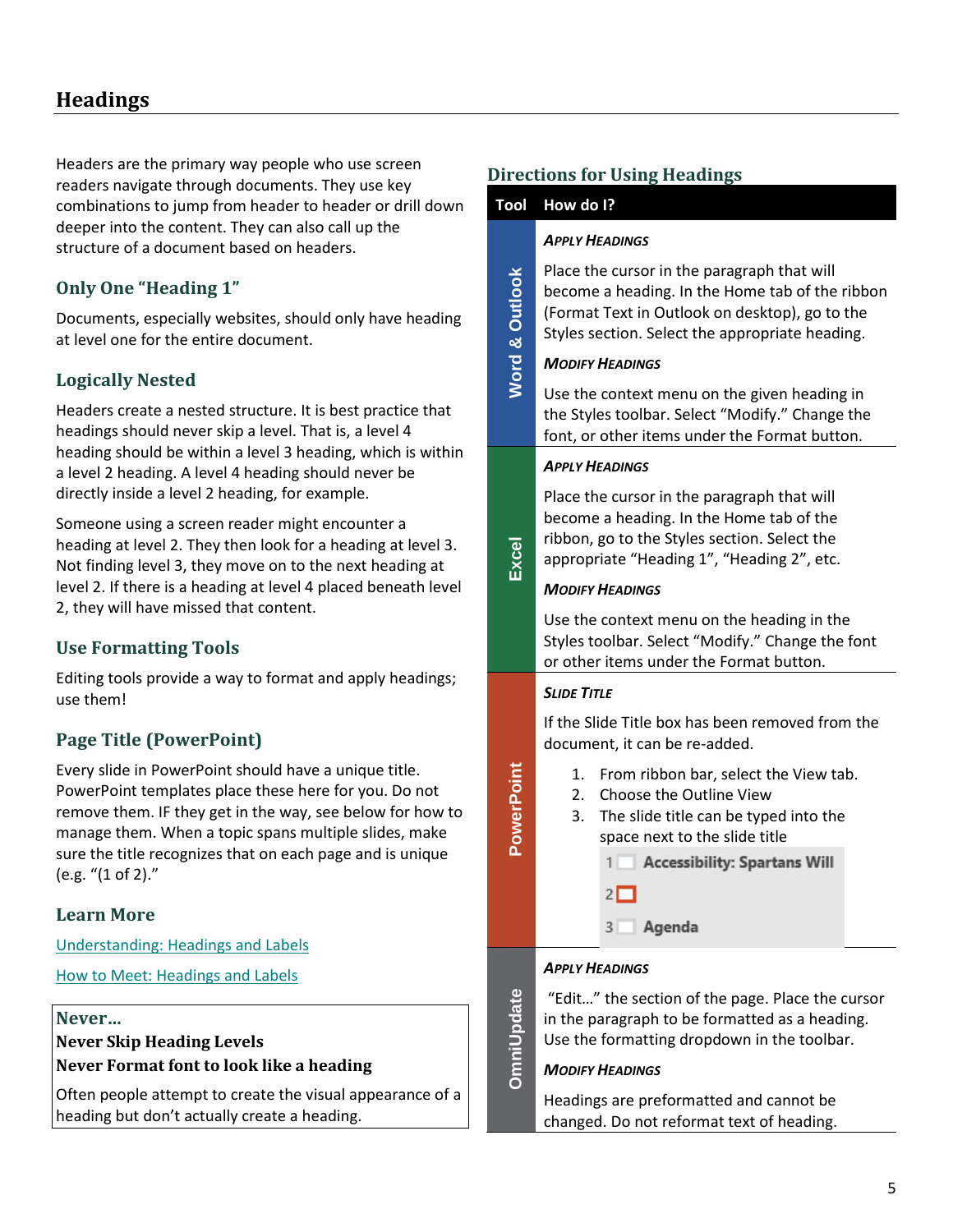# Headings

Headers are the primary way people who use screen readers navigate through documents. They use key combinations to jump from header to header or drill down deeper into the content. They can also call up the structure of a document based on headers.

## Only One "Heading 1"

Documents, especially websites, should only have heading at level one for the entire document.

## Logically Nested

Headers create a nested structure. It is best practice that headings should never skip a level. That is, a level 4 heading should be within a level 3 heading, which is within a level 2 heading. A level 4 heading should never be directly inside a level 2 heading, for example.

Someone using a screen reader might encounter a heading at level 2. They then look for a heading at level 3. Not finding level 3, they move on to the next heading at level 2. If there is a heading at level 4 placed beneath level 2, they will have missed that content.

## Use Formatting Tools

Editing tools provide a way to format and apply headings; use them!

## Page Title (PowerPoint)

Every slide in PowerPoint should have a unique title. PowerPoint templates place these here for you. Do not remove them. IF they get in the way, see below for how to manage them. When a topic spans multiple slides, make sure the title recognizes that on each page and is unique (e.g. "(1 of 2).")

## Learn More

[Understanding: Headings and Labels]()

[How to Meet: Headings and Labels]()

**Never…**
**Never Skip Heading Levels**
**Never Format font to look like a heading**

Often people attempt to create the visual appearance of a heading but don't actually create a heading.

## Directions for Using Headings

| Tool | How do I? |
|---|---|
| Word & Outlook | ***Apply Headings***<br><br>Place the cursor in the paragraph that will become a heading. In the Home tab of the ribbon (Format Text in Outlook on desktop), go to the Styles section. Select the appropriate heading.<br><br>***Modify Headings***<br><br>Use the context menu on the given heading in the Styles toolbar. Select "Modify." Change the font, or other items under the Format button. |
| Excel | ***Apply Headings***<br><br>Place the cursor in the paragraph that will become a heading. In the Home tab of the ribbon, go to the Styles section. Select the appropriate "Heading 1", "Heading 2", etc.<br><br>***Modify Headings***<br><br>Use the context menu on the heading in the Styles toolbar. Select "Modify." Change the font or other items under the Format button. |
| PowerPoint | ***Slide Title***<br><br>If the Slide Title box has been removed from the document, it can be re-added.<br><br>1. From ribbon bar, select the View tab.<br>2. Choose the Outline View<br>3. The slide title can be typed into the space next to the slide title<br><br>1 Accessibility: Spartans Will<br>2<br>3 Agenda |
| OmniUpdate | ***Apply Headings***<br><br>"Edit…" the section of the page. Place the cursor in the paragraph to be formatted as a heading. Use the formatting dropdown in the toolbar.<br><br>***Modify Headings***<br><br>Headings are preformatted and cannot be changed. Do not reformat text of heading. |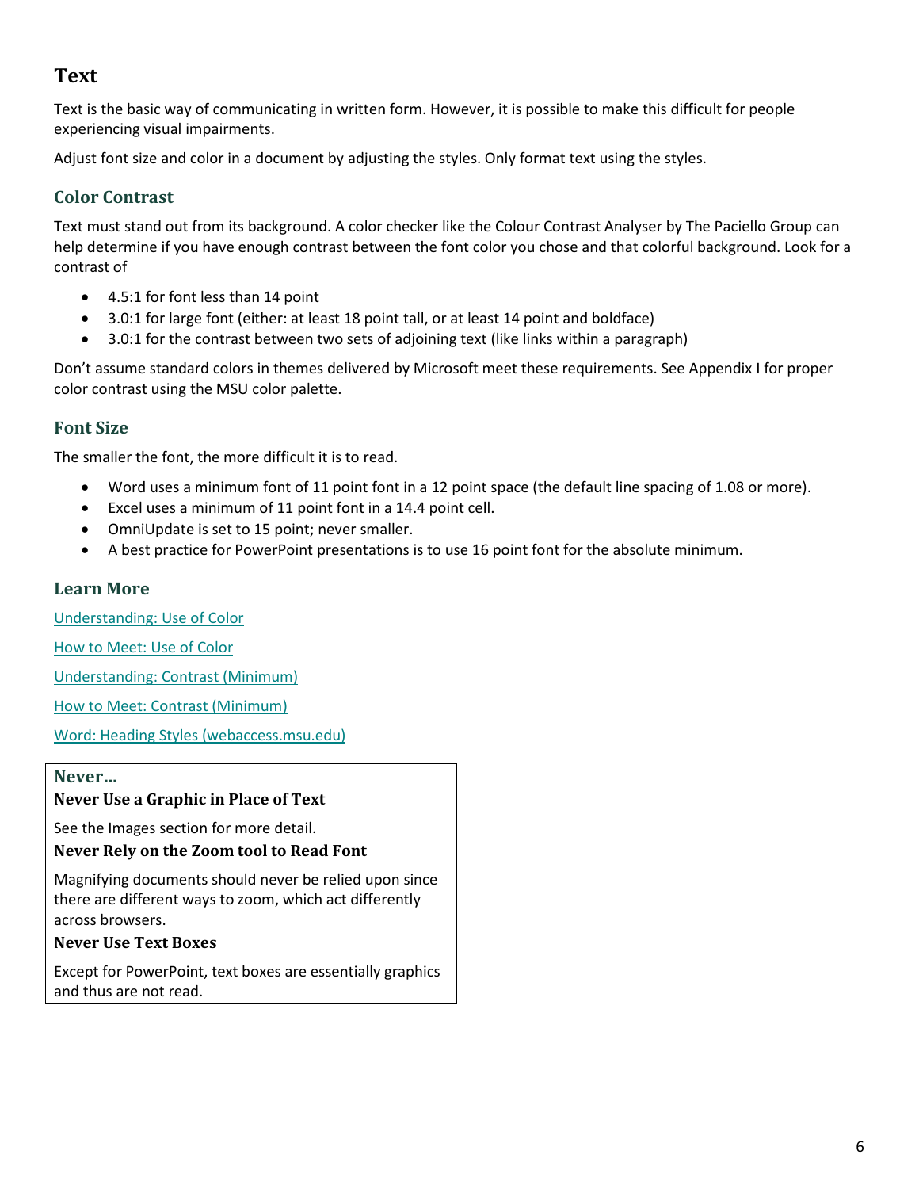## Text

Text is the basic way of communicating in written form. However, it is possible to make this difficult for people experiencing visual impairments.

Adjust font size and color in a document by adjusting the styles. Only format text using the styles.

### Color Contrast

Text must stand out from its background. A color checker like the Colour Contrast Analyser by The Paciello Group can help determine if you have enough contrast between the font color you chose and that colorful background. Look for a contrast of

- 4.5:1 for font less than 14 point
- 3.0:1 for large font (either: at least 18 point tall, or at least 14 point and boldface)
- 3.0:1 for the contrast between two sets of adjoining text (like links within a paragraph)

Don't assume standard colors in themes delivered by Microsoft meet these requirements. See Appendix I for proper color contrast using the MSU color palette.

### Font Size

The smaller the font, the more difficult it is to read.

- Word uses a minimum font of 11 point font in a 12 point space (the default line spacing of 1.08 or more).
- Excel uses a minimum of 11 point font in a 14.4 point cell.
- OmniUpdate is set to 15 point; never smaller.
- A best practice for PowerPoint presentations is to use 16 point font for the absolute minimum.

### Learn More

Understanding: Use of Color

How to Meet: Use of Color

Understanding: Contrast (Minimum)

How to Meet: Contrast (Minimum)

Word: Heading Styles (webaccess.msu.edu)

**Never…**

**Never Use a Graphic in Place of Text**

See the Images section for more detail.

**Never Rely on the Zoom tool to Read Font**

Magnifying documents should never be relied upon since there are different ways to zoom, which act differently across browsers.

**Never Use Text Boxes**

Except for PowerPoint, text boxes are essentially graphics and thus are not read.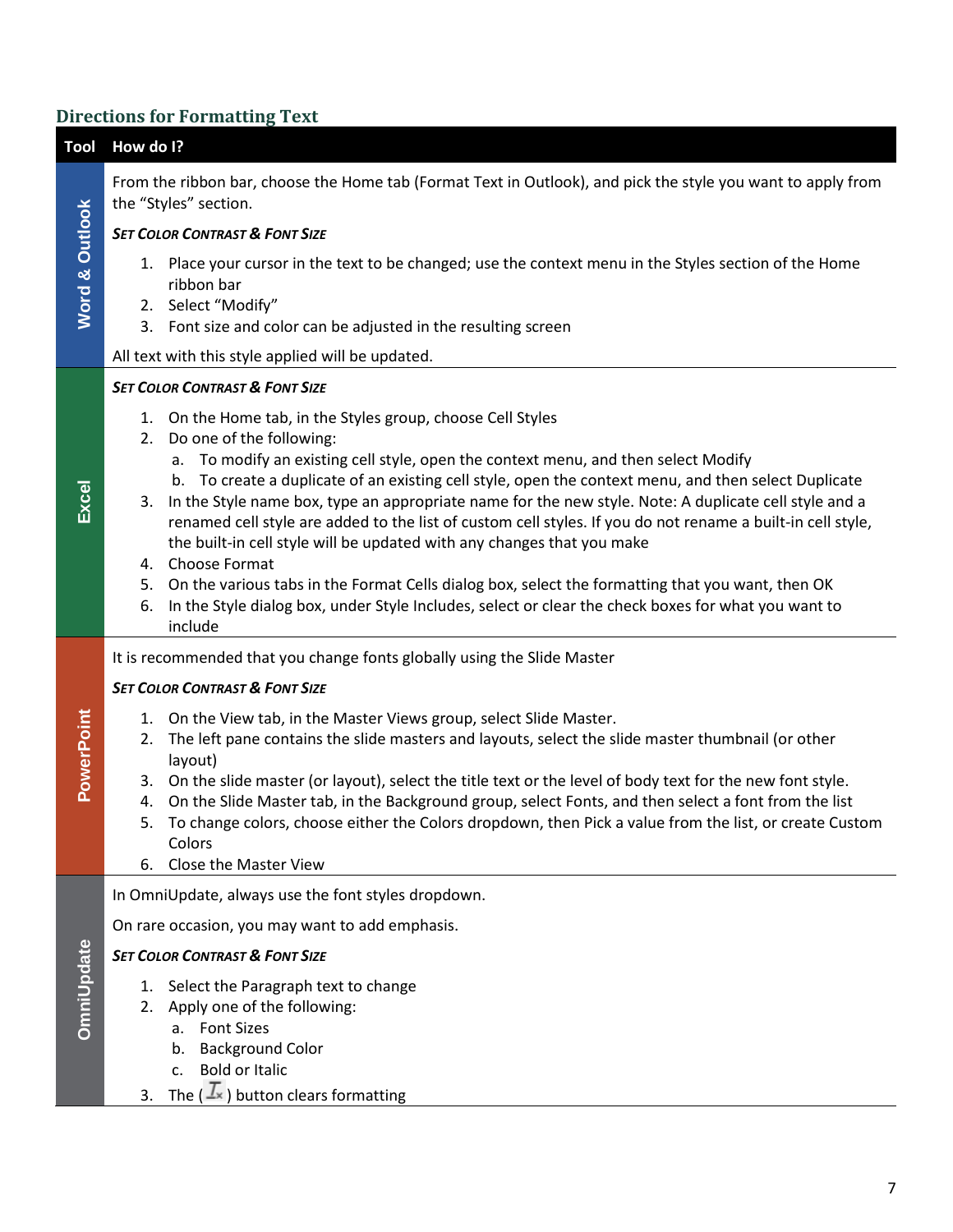## Directions for Formatting Text

| Tool | How do I? |
|---|---|
| Word & Outlook | From the ribbon bar, choose the Home tab (Format Text in Outlook), and pick the style you want to apply from the "Styles" section.<br><br>***Set Color Contrast & Font Size***<br><br>1. Place your cursor in the text to be changed; use the context menu in the Styles section of the Home ribbon bar<br>2. Select "Modify"<br>3. Font size and color can be adjusted in the resulting screen<br><br>All text with this style applied will be updated. |
| Excel | ***Set Color Contrast & Font Size***<br><br>1. On the Home tab, in the Styles group, choose Cell Styles<br>2. Do one of the following:<br>&nbsp;&nbsp;&nbsp;a. To modify an existing cell style, open the context menu, and then select Modify<br>&nbsp;&nbsp;&nbsp;b. To create a duplicate of an existing cell style, open the context menu, and then select Duplicate<br>3. In the Style name box, type an appropriate name for the new style. Note: A duplicate cell style and a renamed cell style are added to the list of custom cell styles. If you do not rename a built-in cell style, the built-in cell style will be updated with any changes that you make<br>4. Choose Format<br>5. On the various tabs in the Format Cells dialog box, select the formatting that you want, then OK<br>6. In the Style dialog box, under Style Includes, select or clear the check boxes for what you want to include |
| PowerPoint | It is recommended that you change fonts globally using the Slide Master<br><br>***Set Color Contrast & Font Size***<br><br>1. On the View tab, in the Master Views group, select Slide Master.<br>2. The left pane contains the slide masters and layouts, select the slide master thumbnail (or other layout)<br>3. On the slide master (or layout), select the title text or the level of body text for the new font style.<br>4. On the Slide Master tab, in the Background group, select Fonts, and then select a font from the list<br>5. To change colors, choose either the Colors dropdown, then Pick a value from the list, or create Custom Colors<br>6. Close the Master View |
| OmniUpdate | In OmniUpdate, always use the font styles dropdown.<br><br>On rare occasion, you may want to add emphasis.<br><br>***Set Color Contrast & Font Size***<br><br>1. Select the Paragraph text to change<br>2. Apply one of the following:<br>&nbsp;&nbsp;&nbsp;a. Font Sizes<br>&nbsp;&nbsp;&nbsp;b. Background Color<br>&nbsp;&nbsp;&nbsp;c. Bold or Italic<br>3. The ( $I_x$ ) button clears formatting |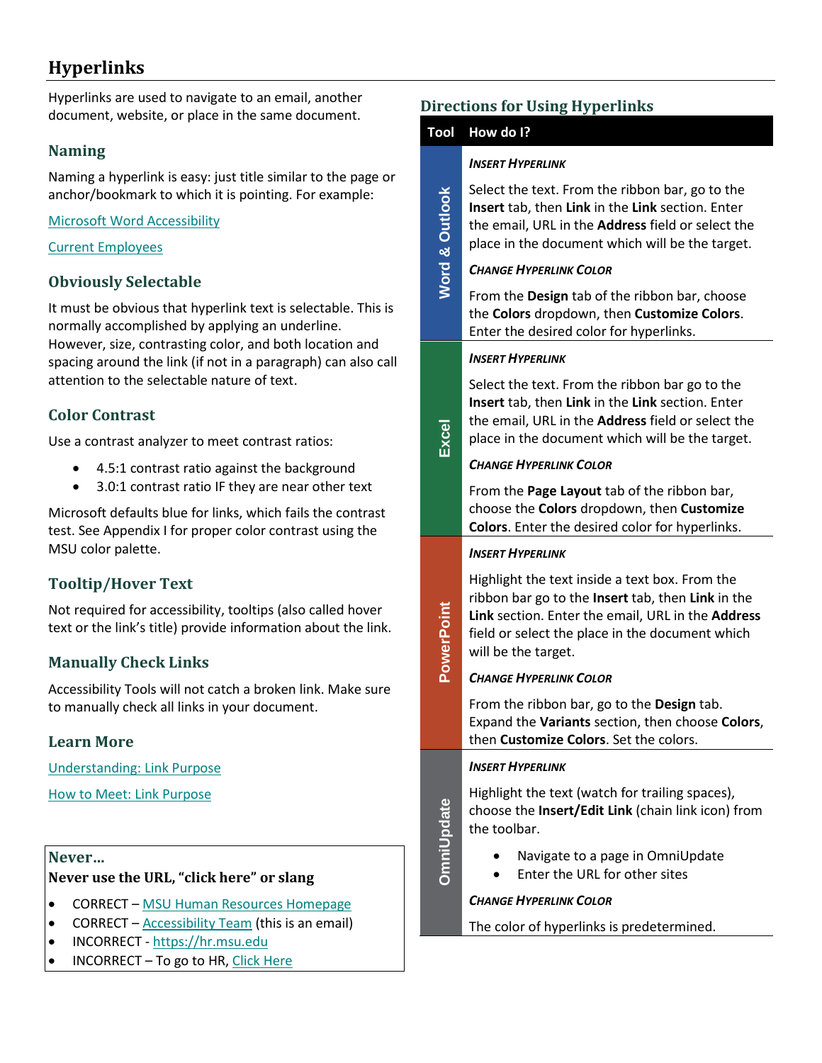# Hyperlinks

Hyperlinks are used to navigate to an email, another document, website, or place in the same document.

## Naming

Naming a hyperlink is easy: just title similar to the page or anchor/bookmark to which it is pointing. For example:

Microsoft Word Accessibility

Current Employees

## Obviously Selectable

It must be obvious that hyperlink text is selectable. This is normally accomplished by applying an underline. However, size, contrasting color, and both location and spacing around the link (if not in a paragraph) can also call attention to the selectable nature of text.

## Color Contrast

Use a contrast analyzer to meet contrast ratios:

- 4.5:1 contrast ratio against the background
- 3.0:1 contrast ratio IF they are near other text

Microsoft defaults blue for links, which fails the contrast test. See Appendix I for proper color contrast using the MSU color palette.

## Tooltip/Hover Text

Not required for accessibility, tooltips (also called hover text or the link's title) provide information about the link.

## Manually Check Links

Accessibility Tools will not catch a broken link. Make sure to manually check all links in your document.

## Learn More

Understanding: Link Purpose

How to Meet: Link Purpose

**Never…**

**Never use the URL, "click here" or slang**

- CORRECT – MSU Human Resources Homepage
- CORRECT – Accessibility Team (this is an email)
- INCORRECT - https://hr.msu.edu
- INCORRECT – To go to HR, Click Here

## Directions for Using Hyperlinks

| Tool | How do I? |
| --- | --- |
| Word & Outlook | ***Insert Hyperlink***<br><br>Select the text. From the ribbon bar, go to the **Insert** tab, then **Link** in the **Link** section. Enter the email, URL in the **Address** field or select the place in the document which will be the target.<br><br>***Change Hyperlink Color***<br><br>From the **Design** tab of the ribbon bar, choose the **Colors** dropdown, then **Customize Colors**. Enter the desired color for hyperlinks. |
| Excel | ***Insert Hyperlink***<br><br>Select the text. From the ribbon bar go to the **Insert** tab, then **Link** in the **Link** section. Enter the email, URL in the **Address** field or select the place in the document which will be the target.<br><br>***Change Hyperlink Color***<br><br>From the **Page Layout** tab of the ribbon bar, choose the **Colors** dropdown, then **Customize Colors**. Enter the desired color for hyperlinks. |
| PowerPoint | ***Insert Hyperlink***<br><br>Highlight the text inside a text box. From the ribbon bar go to the **Insert** tab, then **Link** in the **Link** section. Enter the email, URL in the **Address** field or select the place in the document which will be the target.<br><br>***Change Hyperlink Color***<br><br>From the ribbon bar, go to the **Design** tab. Expand the **Variants** section, then choose **Colors**, then **Customize Colors**. Set the colors. |
| OmniUpdate | ***Insert Hyperlink***<br><br>Highlight the text (watch for trailing spaces), choose the **Insert/Edit Link** (chain link icon) from the toolbar.<br><br>• Navigate to a page in OmniUpdate<br>• Enter the URL for other sites<br><br>***Change Hyperlink Color***<br><br>The color of hyperlinks is predetermined. |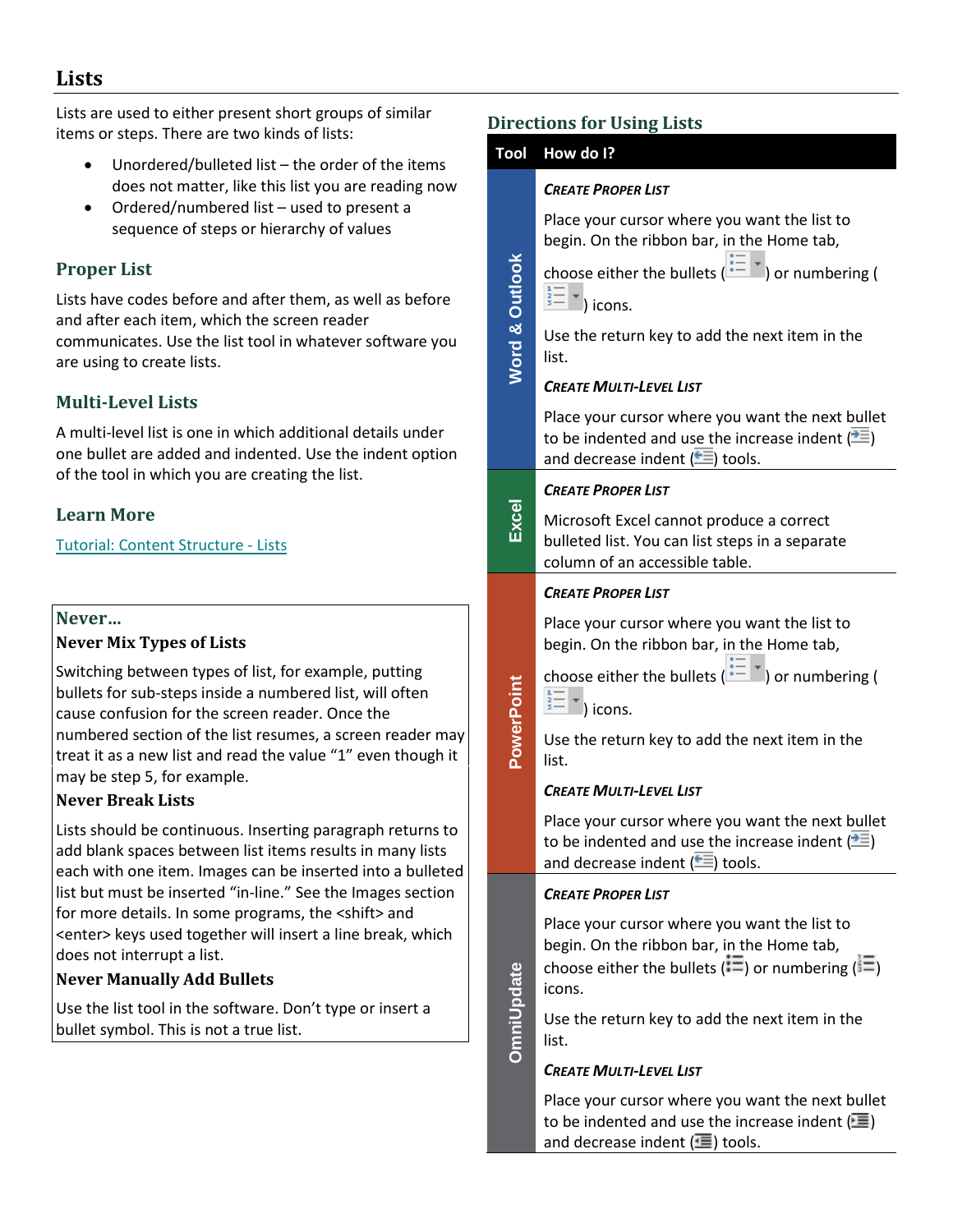## Lists

Lists are used to either present short groups of similar items or steps. There are two kinds of lists:

- Unordered/bulleted list – the order of the items does not matter, like this list you are reading now
- Ordered/numbered list – used to present a sequence of steps or hierarchy of values

### Proper List

Lists have codes before and after them, as well as before and after each item, which the screen reader communicates. Use the list tool in whatever software you are using to create lists.

### Multi-Level Lists

A multi-level list is one in which additional details under one bullet are added and indented. Use the indent option of the tool in which you are creating the list.

### Learn More

[Tutorial: Content Structure - Lists]()

### Never…

**Never Mix Types of Lists**

Switching between types of list, for example, putting bullets for sub-steps inside a numbered list, will often cause confusion for the screen reader. Once the numbered section of the list resumes, a screen reader may treat it as a new list and read the value "1" even though it may be step 5, for example.

**Never Break Lists**

Lists should be continuous. Inserting paragraph returns to add blank spaces between list items results in many lists each with one item. Images can be inserted into a bulleted list but must be inserted "in-line." See the Images section for more details. In some programs, the <shift> and <enter> keys used together will insert a line break, which does not interrupt a list.

**Never Manually Add Bullets**

Use the list tool in the software. Don't type or insert a bullet symbol. This is not a true list.

### Directions for Using Lists

| Tool | How do I? |
|---|---|
| Word & Outlook | ***Create Proper List*** <br> Place your cursor where you want the list to begin. On the ribbon bar, in the Home tab, choose either the bullets ( ) or numbering ( ) icons. <br> Use the return key to add the next item in the list. <br> ***Create Multi-Level List*** <br> Place your cursor where you want the next bullet to be indented and use the increase indent ( ) and decrease indent ( ) tools. |
| Excel | ***Create Proper List*** <br> Microsoft Excel cannot produce a correct bulleted list. You can list steps in a separate column of an accessible table. |
| PowerPoint | ***Create Proper List*** <br> Place your cursor where you want the list to begin. On the ribbon bar, in the Home tab, choose either the bullets ( ) or numbering ( ) icons. <br> Use the return key to add the next item in the list. <br> ***Create Multi-Level List*** <br> Place your cursor where you want the next bullet to be indented and use the increase indent ( ) and decrease indent ( ) tools. |
| OmniUpdate | ***Create Proper List*** <br> Place your cursor where you want the list to begin. On the ribbon bar, in the Home tab, choose either the bullets ( ) or numbering ( ) icons. <br> Use the return key to add the next item in the list. <br> ***Create Multi-Level List*** <br> Place your cursor where you want the next bullet to be indented and use the increase indent ( ) and decrease indent ( ) tools. |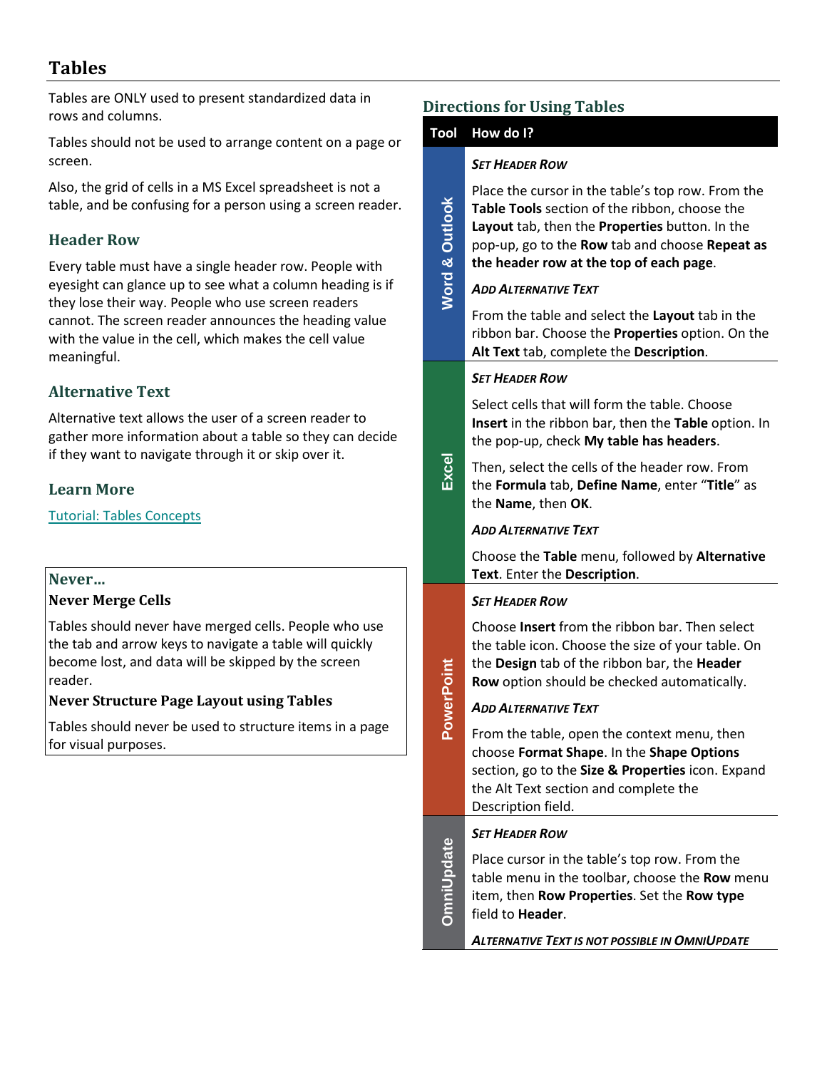# Tables

Tables are ONLY used to present standardized data in rows and columns.

Tables should not be used to arrange content on a page or screen.

Also, the grid of cells in a MS Excel spreadsheet is not a table, and be confusing for a person using a screen reader.

## Header Row

Every table must have a single header row. People with eyesight can glance up to see what a column heading is if they lose their way. People who use screen readers cannot. The screen reader announces the heading value with the value in the cell, which makes the cell value meaningful.

## Alternative Text

Alternative text allows the user of a screen reader to gather more information about a table so they can decide if they want to navigate through it or skip over it.

## Learn More

[Tutorial: Tables Concepts]

### Never…

### Never Merge Cells

Tables should never have merged cells. People who use the tab and arrow keys to navigate a table will quickly become lost, and data will be skipped by the screen reader.

### Never Structure Page Layout using Tables

Tables should never be used to structure items in a page for visual purposes.

## Directions for Using Tables

| Tool | How do I? |
| --- | --- |
| Word & Outlook | ***Set Header Row*** Place the cursor in the table's top row. From the **Table Tools** section of the ribbon, choose the **Layout** tab, then the **Properties** button. In the pop-up, go to the **Row** tab and choose **Repeat as the header row at the top of each page**. ***Add Alternative Text*** From the table and select the **Layout** tab in the ribbon bar. Choose the **Properties** option. On the **Alt Text** tab, complete the **Description**. |
| Excel | ***Set Header Row*** Select cells that will form the table. Choose **Insert** in the ribbon bar, then the **Table** option. In the pop-up, check **My table has headers**. Then, select the cells of the header row. From the **Formula** tab, **Define Name**, enter "**Title**" as the **Name**, then **OK**. ***Add Alternative Text*** Choose the **Table** menu, followed by **Alternative Text**. Enter the **Description**. |
| PowerPoint | ***Set Header Row*** Choose **Insert** from the ribbon bar. Then select the table icon. Choose the size of your table. On the **Design** tab of the ribbon bar, the **Header Row** option should be checked automatically. ***Add Alternative Text*** From the table, open the context menu, then choose **Format Shape**. In the **Shape Options** section, go to the **Size & Properties** icon. Expand the Alt Text section and complete the Description field. |
| OmniUpdate | ***Set Header Row*** Place cursor in the table's top row. From the table menu in the toolbar, choose the **Row** menu item, then **Row Properties**. Set the **Row type** field to **Header**. ***Alternative Text is not possible in OmniUpdate*** |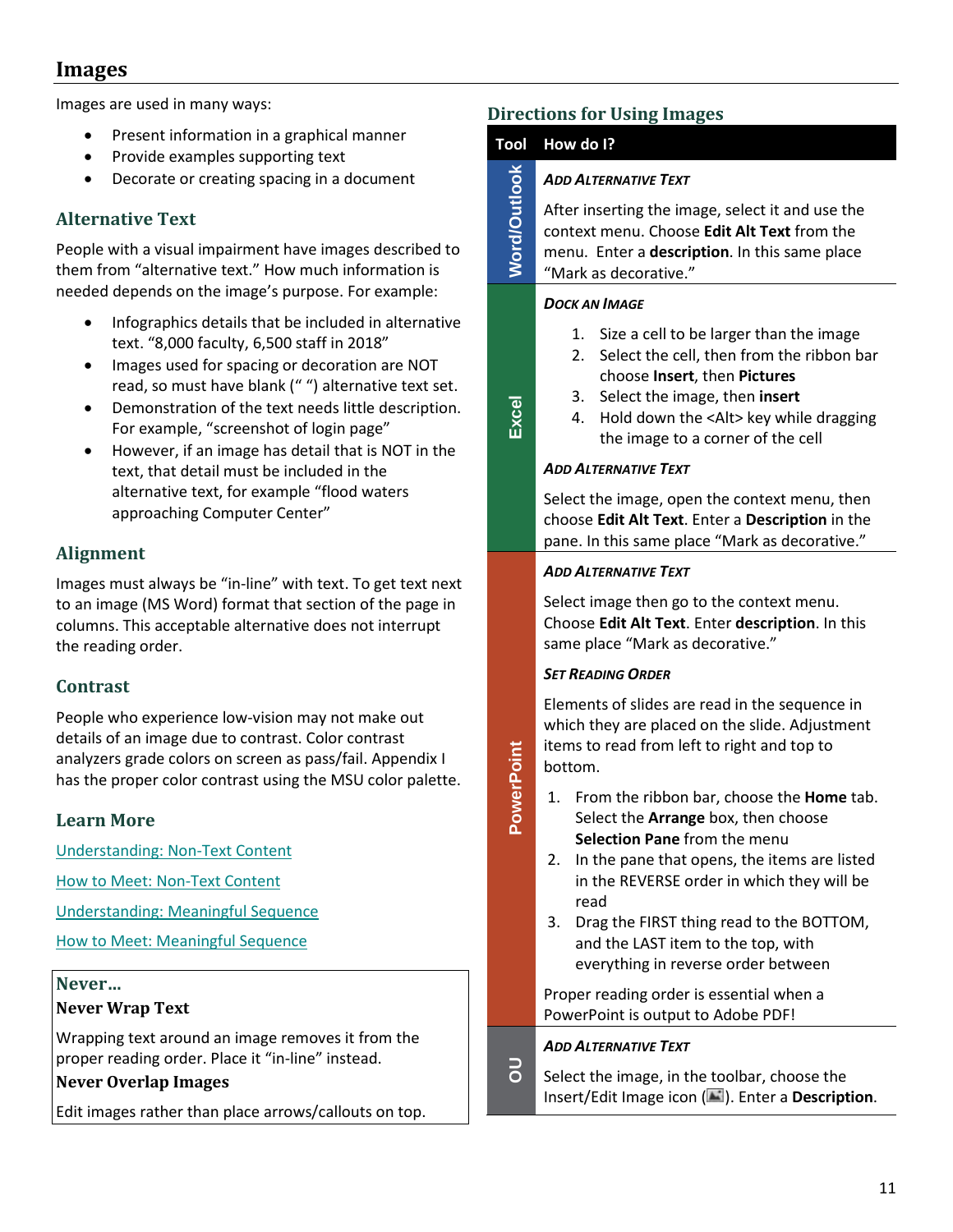## Images

Images are used in many ways:

- Present information in a graphical manner
- Provide examples supporting text
- Decorate or creating spacing in a document

### Alternative Text

People with a visual impairment have images described to them from “alternative text.” How much information is needed depends on the image’s purpose. For example:

- Infographics details that be included in alternative text. “8,000 faculty, 6,500 staff in 2018”
- Images used for spacing or decoration are NOT read, so must have blank (“ ”) alternative text set.
- Demonstration of the text needs little description. For example, “screenshot of login page”
- However, if an image has detail that is NOT in the text, that detail must be included in the alternative text, for example “flood waters approaching Computer Center”

### Alignment

Images must always be “in-line” with text. To get text next to an image (MS Word) format that section of the page in columns. This acceptable alternative does not interrupt the reading order.

### Contrast

People who experience low-vision may not make out details of an image due to contrast. Color contrast analyzers grade colors on screen as pass/fail. Appendix I has the proper color contrast using the MSU color palette.

### Learn More

[Understanding: Non-Text Content]()

[How to Meet: Non-Text Content]()

[Understanding: Meaningful Sequence]()

[How to Meet: Meaningful Sequence]()

### Never…

**Never Wrap Text**

Wrapping text around an image removes it from the proper reading order. Place it “in-line” instead.

**Never Overlap Images**

Edit images rather than place arrows/callouts on top.

### Directions for Using Images

| Tool | How do I? |
| --- | --- |
| Word/Outlook | ***Add Alternative Text***<br><br>After inserting the image, select it and use the context menu. Choose **Edit Alt Text** from the menu. Enter a **description**. In this same place “Mark as decorative.” |
| Excel | ***Dock an Image***<br><br>1. Size a cell to be larger than the image<br>2. Select the cell, then from the ribbon bar choose **Insert**, then **Pictures**<br>3. Select the image, then **insert**<br>4. Hold down the <Alt> key while dragging the image to a corner of the cell<br><br>***Add Alternative Text***<br><br>Select the image, open the context menu, then choose **Edit Alt Text**. Enter a **Description** in the pane. In this same place “Mark as decorative.” |
| PowerPoint | ***Add Alternative Text***<br><br>Select image then go to the context menu. Choose **Edit Alt Text**. Enter **description**. In this same place “Mark as decorative.”<br><br>***Set Reading Order***<br><br>Elements of slides are read in the sequence in which they are placed on the slide. Adjustment items to read from left to right and top to bottom.<br><br>1. From the ribbon bar, choose the **Home** tab. Select the **Arrange** box, then choose **Selection Pane** from the menu<br>2. In the pane that opens, the items are listed in the REVERSE order in which they will be read<br>3. Drag the FIRST thing read to the BOTTOM, and the LAST item to the top, with everything in reverse order between<br><br>Proper reading order is essential when a PowerPoint is output to Adobe PDF! |
| OU | ***Add Alternative Text***<br><br>Select the image, in the toolbar, choose the Insert/Edit Image icon ( ). Enter a **Description**. |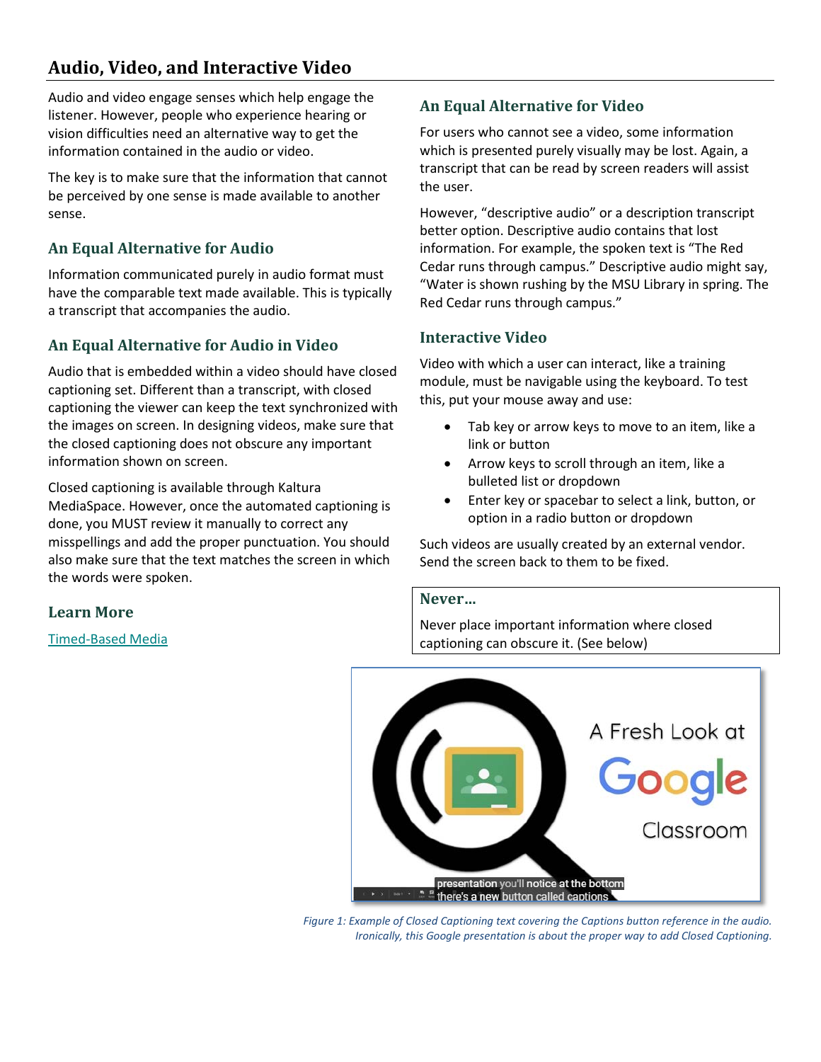## Audio, Video, and Interactive Video

Audio and video engage senses which help engage the listener. However, people who experience hearing or vision difficulties need an alternative way to get the information contained in the audio or video.

The key is to make sure that the information that cannot be perceived by one sense is made available to another sense.

### An Equal Alternative for Audio

Information communicated purely in audio format must have the comparable text made available. This is typically a transcript that accompanies the audio.

### An Equal Alternative for Audio in Video

Audio that is embedded within a video should have closed captioning set. Different than a transcript, with closed captioning the viewer can keep the text synchronized with the images on screen. In designing videos, make sure that the closed captioning does not obscure any important information shown on screen.

Closed captioning is available through Kaltura MediaSpace. However, once the automated captioning is done, you MUST review it manually to correct any misspellings and add the proper punctuation. You should also make sure that the text matches the screen in which the words were spoken.

### Learn More

[Timed-Based Media]

### An Equal Alternative for Video

For users who cannot see a video, some information which is presented purely visually may be lost. Again, a transcript that can be read by screen readers will assist the user.

However, "descriptive audio" or a description transcript better option. Descriptive audio contains that lost information. For example, the spoken text is "The Red Cedar runs through campus." Descriptive audio might say, "Water is shown rushing by the MSU Library in spring. The Red Cedar runs through campus."

### Interactive Video

Video with which a user can interact, like a training module, must be navigable using the keyboard. To test this, put your mouse away and use:

- Tab key or arrow keys to move to an item, like a link or button
- Arrow keys to scroll through an item, like a bulleted list or dropdown
- Enter key or spacebar to select a link, button, or option in a radio button or dropdown

Such videos are usually created by an external vendor. Send the screen back to them to be fixed.

**Never…**

Never place important information where closed captioning can obscure it. (See below)

*Figure 1: Example of Closed Captioning text covering the Captions button reference in the audio. Ironically, this Google presentation is about the proper way to add Closed Captioning.*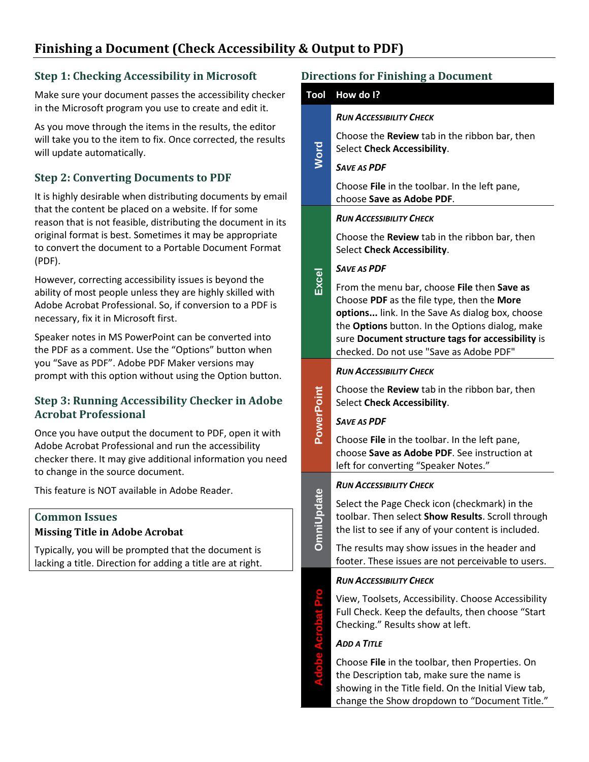# Finishing a Document (Check Accessibility & Output to PDF)

## Step 1: Checking Accessibility in Microsoft

Make sure your document passes the accessibility checker in the Microsoft program you use to create and edit it.

As you move through the items in the results, the editor will take you to the item to fix. Once corrected, the results will update automatically.

## Step 2: Converting Documents to PDF

It is highly desirable when distributing documents by email that the content be placed on a website. If for some reason that is not feasible, distributing the document in its original format is best. Sometimes it may be appropriate to convert the document to a Portable Document Format (PDF).

However, correcting accessibility issues is beyond the ability of most people unless they are highly skilled with Adobe Acrobat Professional. So, if conversion to a PDF is necessary, fix it in Microsoft first.

Speaker notes in MS PowerPoint can be converted into the PDF as a comment. Use the “Options” button when you “Save as PDF”. Adobe PDF Maker versions may prompt with this option without using the Option button.

## Step 3: Running Accessibility Checker in Adobe Acrobat Professional

Once you have output the document to PDF, open it with Adobe Acrobat Professional and run the accessibility checker there. It may give additional information you need to change in the source document.

This feature is NOT available in Adobe Reader.

### Common Issues

**Missing Title in Adobe Acrobat**

Typically, you will be prompted that the document is lacking a title. Direction for adding a title are at right.

## Directions for Finishing a Document

| Tool | How do I? |
|---|---|
| Word | ***Run Accessibility Check*** Choose the **Review** tab in the ribbon bar, then Select **Check Accessibility**. ***Save as PDF*** Choose **File** in the toolbar. In the left pane, choose **Save as Adobe PDF**. |
| Excel | ***Run Accessibility Check*** Choose the **Review** tab in the ribbon bar, then Select **Check Accessibility**. ***Save as PDF*** From the menu bar, choose **File** then **Save as** Choose **PDF** as the file type, then the **More options...** link. In the Save As dialog box, choose the **Options** button. In the Options dialog, make sure **Document structure tags for accessibility** is checked. Do not use "Save as Adobe PDF" |
| PowerPoint | ***Run Accessibility Check*** Choose the **Review** tab in the ribbon bar, then Select **Check Accessibility**. ***Save as PDF*** Choose **File** in the toolbar. In the left pane, choose **Save as Adobe PDF**. See instruction at left for converting “Speaker Notes.” |
| OmniUpdate | ***Run Accessibility Check*** Select the Page Check icon (checkmark) in the toolbar. Then select **Show Results**. Scroll through the list to see if any of your content is included. The results may show issues in the header and footer. These issues are not perceivable to users. |
| Adobe Acrobat Pro | ***Run Accessibility Check*** View, Toolsets, Accessibility. Choose Accessibility Full Check. Keep the defaults, then choose “Start Checking.” Results show at left. ***Add a Title*** Choose **File** in the toolbar, then Properties. On the Description tab, make sure the name is showing in the Title field. On the Initial View tab, change the Show dropdown to “Document Title.” |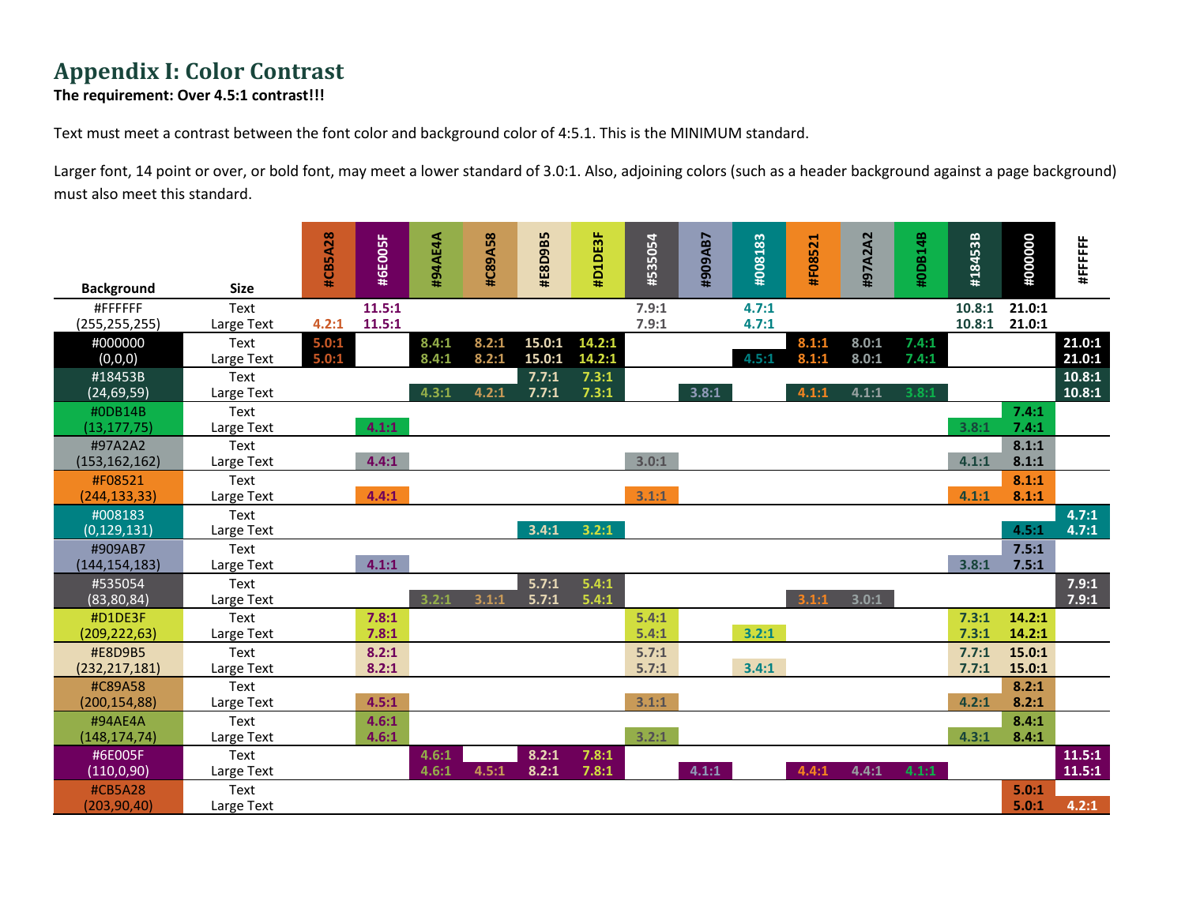# Appendix I: Color Contrast

**The requirement: Over 4.5:1 contrast!!!**

Text must meet a contrast between the font color and background color of 4:5.1. This is the MINIMUM standard.

Larger font, 14 point or over, or bold font, may meet a lower standard of 3.0:1. Also, adjoining colors (such as a header background against a page background) must also meet this standard.

| Background | Size | #CB5A28 | #6E005F | #94AE4A | #C89A58 | #E8D9B5 | #D1DE3F | #535054 | #909AB7 | #008183 | #F08521 | #97A2A2 | #0DB14B | #18453B | #000000 | #FFFFFF |
|---|---|---|---|---|---|---|---|---|---|---|---|---|---|---|---|---|
| #FFFFFF | Text | | 11.5:1 | | | | | 7.9:1 | | 4.7:1 | | | | 10.8:1 | 21.0:1 | |
| (255,255,255) | Large Text | 4.2:1 | 11.5:1 | | | | | 7.9:1 | | 4.7:1 | | | | 10.8:1 | 21.0:1 | |
| #000000 | Text | 5.0:1 | | 8.4:1 | 8.2:1 | 15.0:1 | 14.2:1 | | | | 8.1:1 | 8.0:1 | 7.4:1 | | | 21.0:1 |
| (0,0,0) | Large Text | 5.0:1 | | 8.4:1 | 8.2:1 | 15.0:1 | 14.2:1 | | | 4.5:1 | 8.1:1 | 8.0:1 | 7.4:1 | | | 21.0:1 |
| #18453B | Text | | | | | 7.7:1 | 7.3:1 | | | | | | | | | 10.8:1 |
| (24,69,59) | Large Text | | | 4.3:1 | 4.2:1 | 7.7:1 | 7.3:1 | | 3.8:1 | | 4.1:1 | 4.1:1 | 3.8:1 | | | 10.8:1 |
| #0DB14B | Text | | | | | | | | | | | | | | 7.4:1 | |
| (13,177,75) | Large Text | | 4.1:1 | | | | | | | | | | | 3.8:1 | 7.4:1 | |
| #97A2A2 | Text | | | | | | | | | | | | | | 8.1:1 | |
| (153,162,162) | Large Text | | 4.4:1 | | | | | 3.0:1 | | | | | | 4.1:1 | 8.1:1 | |
| #F08521 | Text | | | | | | | | | | | | | | 8.1:1 | |
| (244,133,33) | Large Text | | 4.4:1 | | | | | 3.1:1 | | | | | | 4.1:1 | 8.1:1 | |
| #008183 | Text | | | | | | | | | | | | | | | 4.7:1 |
| (0,129,131) | Large Text | | | | | 3.4:1 | 3.2:1 | | | | | | | | 4.5:1 | 4.7:1 |
| #909AB7 | Text | | | | | | | | | | | | | | 7.5:1 | |
| (144,154,183) | Large Text | | 4.1:1 | | | | | | | | | | | 3.8:1 | 7.5:1 | |
| #535054 | Text | | | | | 5.7:1 | 5.4:1 | | | | | | | | | 7.9:1 |
| (83,80,84) | Large Text | | | 3.2:1 | 3.1:1 | 5.7:1 | 5.4:1 | | | | 3.1:1 | 3.0:1 | | | | 7.9:1 |
| #D1DE3F | Text | | 7.8:1 | | | | | 5.4:1 | | | | | | 7.3:1 | 14.2:1 | |
| (209,222,63) | Large Text | | 7.8:1 | | | | | 5.4:1 | | 3.2:1 | | | | 7.3:1 | 14.2:1 | |
| #E8D9B5 | Text | | 8.2:1 | | | | | 5.7:1 | | | | | | 7.7:1 | 15.0:1 | |
| (232,217,181) | Large Text | | 8.2:1 | | | | | 5.7:1 | | 3.4:1 | | | | 7.7:1 | 15.0:1 | |
| #C89A58 | Text | | | | | | | | | | | | | | 8.2:1 | |
| (200,154,88) | Large Text | | 4.5:1 | | | | | 3.1:1 | | | | | | 4.2:1 | 8.2:1 | |
| #94AE4A | Text | | 4.6:1 | | | | | | | | | | | | 8.4:1 | |
| (148,174,74) | Large Text | | 4.6:1 | | | | | 3.2:1 | | | | | | 4.3:1 | 8.4:1 | |
| #6E005F | Text | | | 4.6:1 | | 8.2:1 | 7.8:1 | | | | | | | | | 11.5:1 |
| (110,0,90) | Large Text | | | 4.6:1 | 4.5:1 | 8.2:1 | 7.8:1 | | 4.1:1 | | 4.4:1 | 4.4:1 | 4.1:1 | | | 11.5:1 |
| #CB5A28 | Text | | | | | | | | | | | | | | 5.0:1 | |
| (203,90,40) | Large Text | | | | | | | | | | | | | | 5.0:1 | 4.2:1 |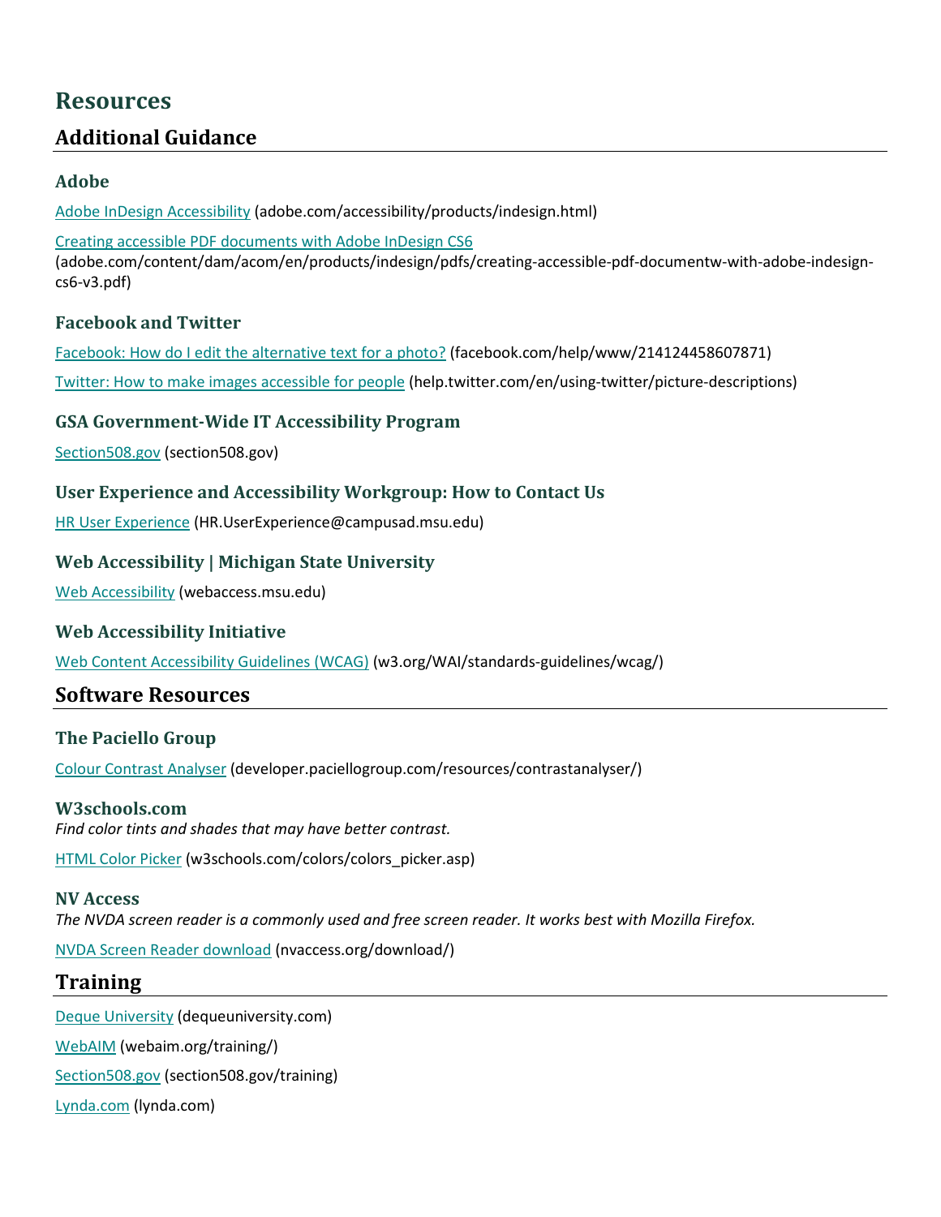# Resources

## Additional Guidance

### Adobe

Adobe InDesign Accessibility (adobe.com/accessibility/products/indesign.html)

Creating accessible PDF documents with Adobe InDesign CS6 (adobe.com/content/dam/acom/en/products/indesign/pdfs/creating-accessible-pdf-documentw-with-adobe-indesign-cs6-v3.pdf)

### Facebook and Twitter

Facebook: How do I edit the alternative text for a photo? (facebook.com/help/www/214124458607871)

Twitter: How to make images accessible for people (help.twitter.com/en/using-twitter/picture-descriptions)

### GSA Government-Wide IT Accessibility Program

Section508.gov (section508.gov)

### User Experience and Accessibility Workgroup: How to Contact Us

HR User Experience (HR.UserExperience@campusad.msu.edu)

### Web Accessibility | Michigan State University

Web Accessibility (webaccess.msu.edu)

### Web Accessibility Initiative

Web Content Accessibility Guidelines (WCAG) (w3.org/WAI/standards-guidelines/wcag/)

## Software Resources

### The Paciello Group

Colour Contrast Analyser (developer.paciellogroup.com/resources/contrastanalyser/)

### W3schools.com

*Find color tints and shades that may have better contrast.*

HTML Color Picker (w3schools.com/colors/colors_picker.asp)

### NV Access

*The NVDA screen reader is a commonly used and free screen reader. It works best with Mozilla Firefox.*

NVDA Screen Reader download (nvaccess.org/download/)

## Training

Deque University (dequeuniversity.com)

WebAIM (webaim.org/training/)

Section508.gov (section508.gov/training)

Lynda.com (lynda.com)